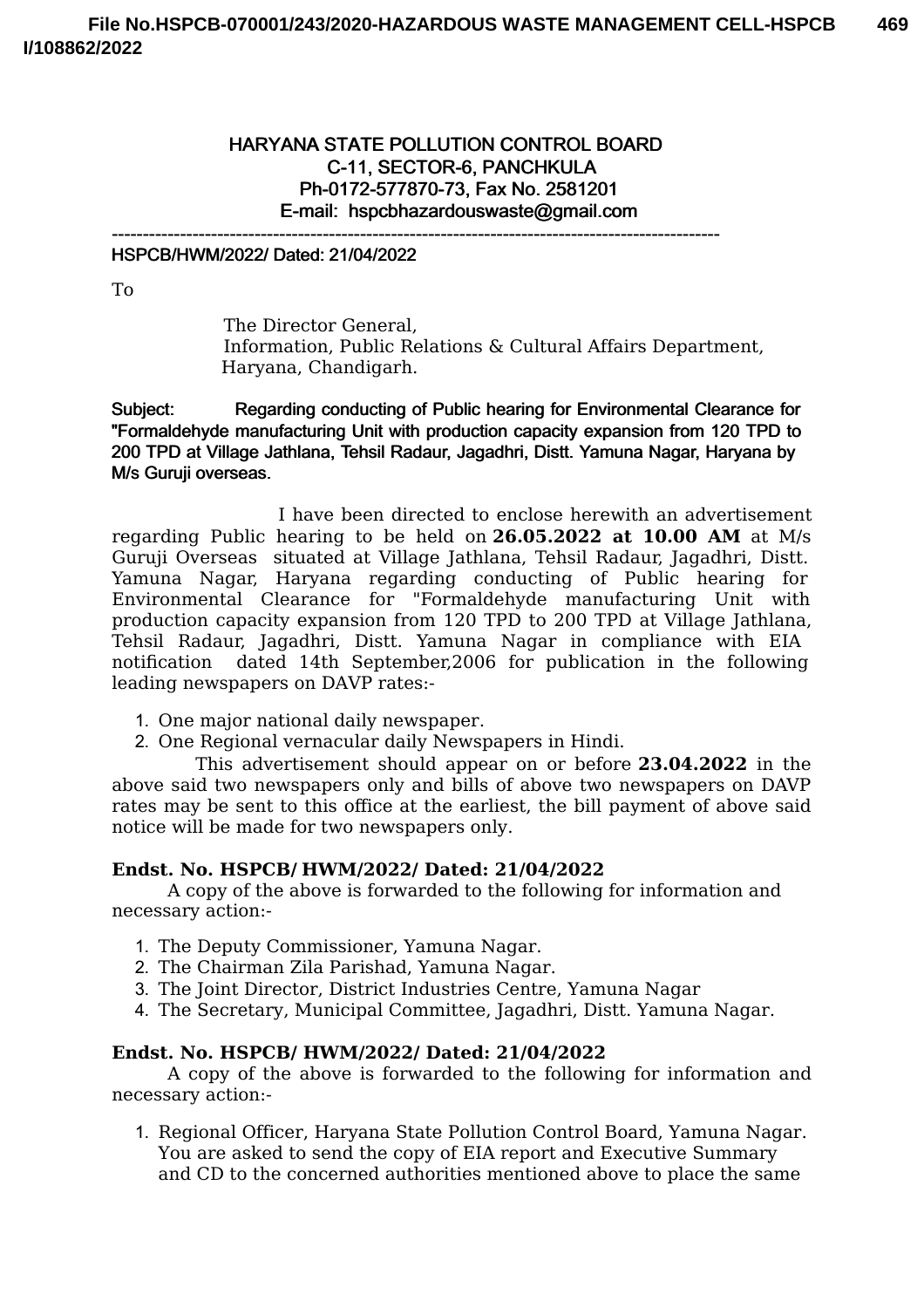**HARYANA STATE POLLUTION CONTROL BOARD**
**C-11, SECTOR-6, PANCHKULA**
**Ph-0172-577870-73, Fax No. 2581201**
**E-mail: hspcbhazardouswaste@gmail.com**

---

HSPCB/HWM/2022/ Dated: 21/04/2022

To

The Director General,
Information, Public Relations & Cultural Affairs Department,
Haryana, Chandigarh.

**Subject: Regarding conducting of Public hearing for Environmental Clearance for "Formaldehyde manufacturing Unit with production capacity expansion from 120 TPD to 200 TPD at Village Jathlana, Tehsil Radaur, Jagadhri, Distt. Yamuna Nagar, Haryana by M/s Guruji overseas.**

I have been directed to enclose herewith an advertisement regarding Public hearing to be held on **26.05.2022 at 10.00 AM** at M/s Guruji Overseas situated at Village Jathlana, Tehsil Radaur, Jagadhri, Distt. Yamuna Nagar, Haryana regarding conducting of Public hearing for Environmental Clearance for "Formaldehyde manufacturing Unit with production capacity expansion from 120 TPD to 200 TPD at Village Jathlana, Tehsil Radaur, Jagadhri, Distt. Yamuna Nagar in compliance with EIA notification dated 14th September,2006 for publication in the following leading newspapers on DAVP rates:-

1. One major national daily newspaper.
2. One Regional vernacular daily Newspapers in Hindi.

This advertisement should appear on or before **23.04.2022** in the above said two newspapers only and bills of above two newspapers on DAVP rates may be sent to this office at the earliest, the bill payment of above said notice will be made for two newspapers only.

**Endst. No. HSPCB/ HWM/2022/ Dated: 21/04/2022**

A copy of the above is forwarded to the following for information and necessary action:-

1. The Deputy Commissioner, Yamuna Nagar.
2. The Chairman Zila Parishad, Yamuna Nagar.
3. The Joint Director, District Industries Centre, Yamuna Nagar
4. The Secretary, Municipal Committee, Jagadhri, Distt. Yamuna Nagar.

**Endst. No. HSPCB/ HWM/2022/ Dated: 21/04/2022**

A copy of the above is forwarded to the following for information and necessary action:-

1. Regional Officer, Haryana State Pollution Control Board, Yamuna Nagar. You are asked to send the copy of EIA report and Executive Summary and CD to the concerned authorities mentioned above to place the same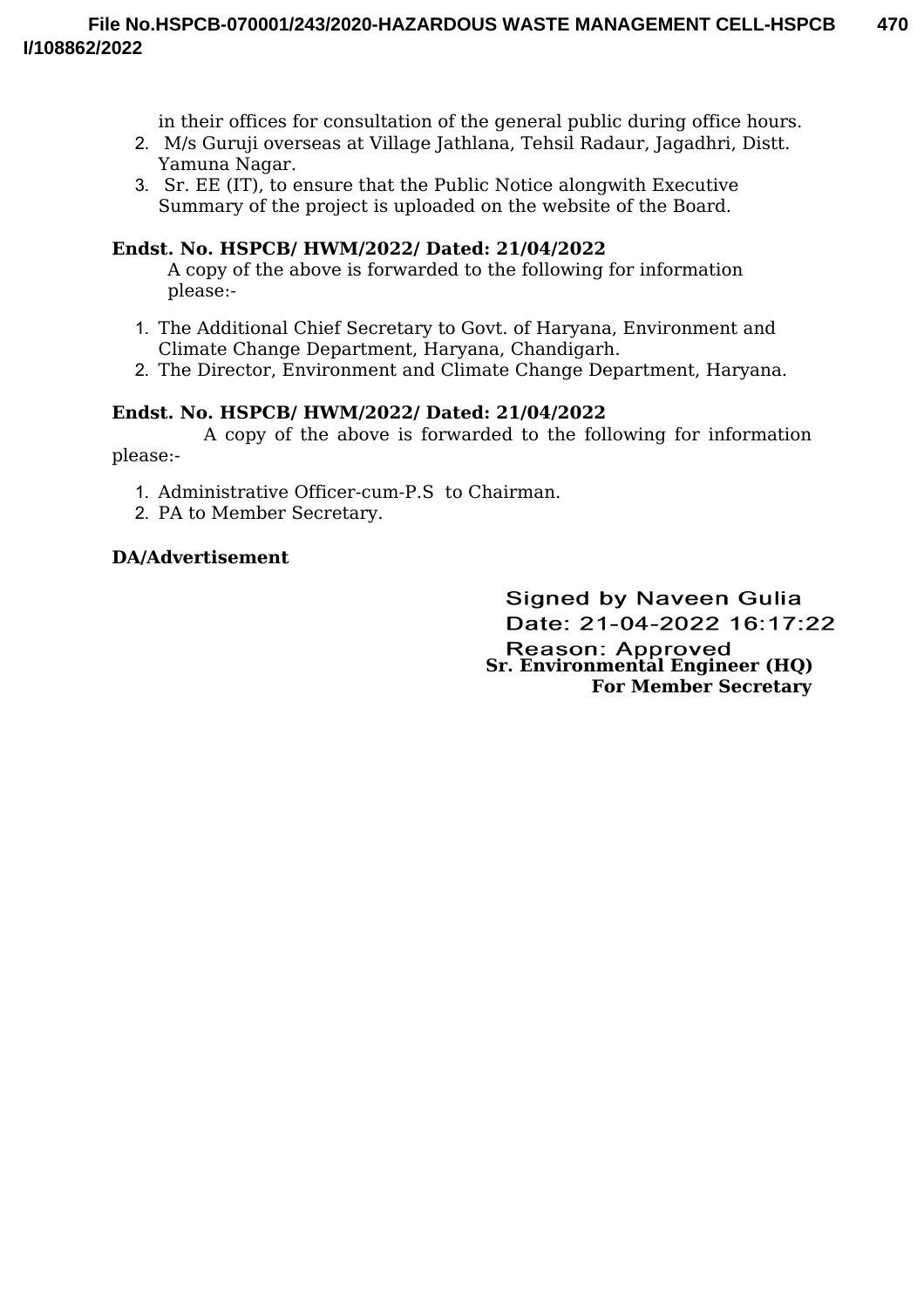in their offices for consultation of the general public during office hours.

2. M/s Guruji overseas at Village Jathlana, Tehsil Radaur, Jagadhri, Distt. Yamuna Nagar.
3. Sr. EE (IT), to ensure that the Public Notice alongwith Executive Summary of the project is uploaded on the website of the Board.

**Endst. No. HSPCB/ HWM/2022/ Dated: 21/04/2022**

A copy of the above is forwarded to the following for information please:-

1. The Additional Chief Secretary to Govt. of Haryana, Environment and Climate Change Department, Haryana, Chandigarh.
2. The Director, Environment and Climate Change Department, Haryana.

**Endst. No. HSPCB/ HWM/2022/ Dated: 21/04/2022**

A copy of the above is forwarded to the following for information please:-

1. Administrative Officer-cum-P.S to Chairman.
2. PA to Member Secretary.

**DA/Advertisement**

Signed by Naveen Gulia
Date: 21-04-2022 16:17:22
Reason: Approved

**Sr. Environmental Engineer (HQ)**
**For Member Secretary**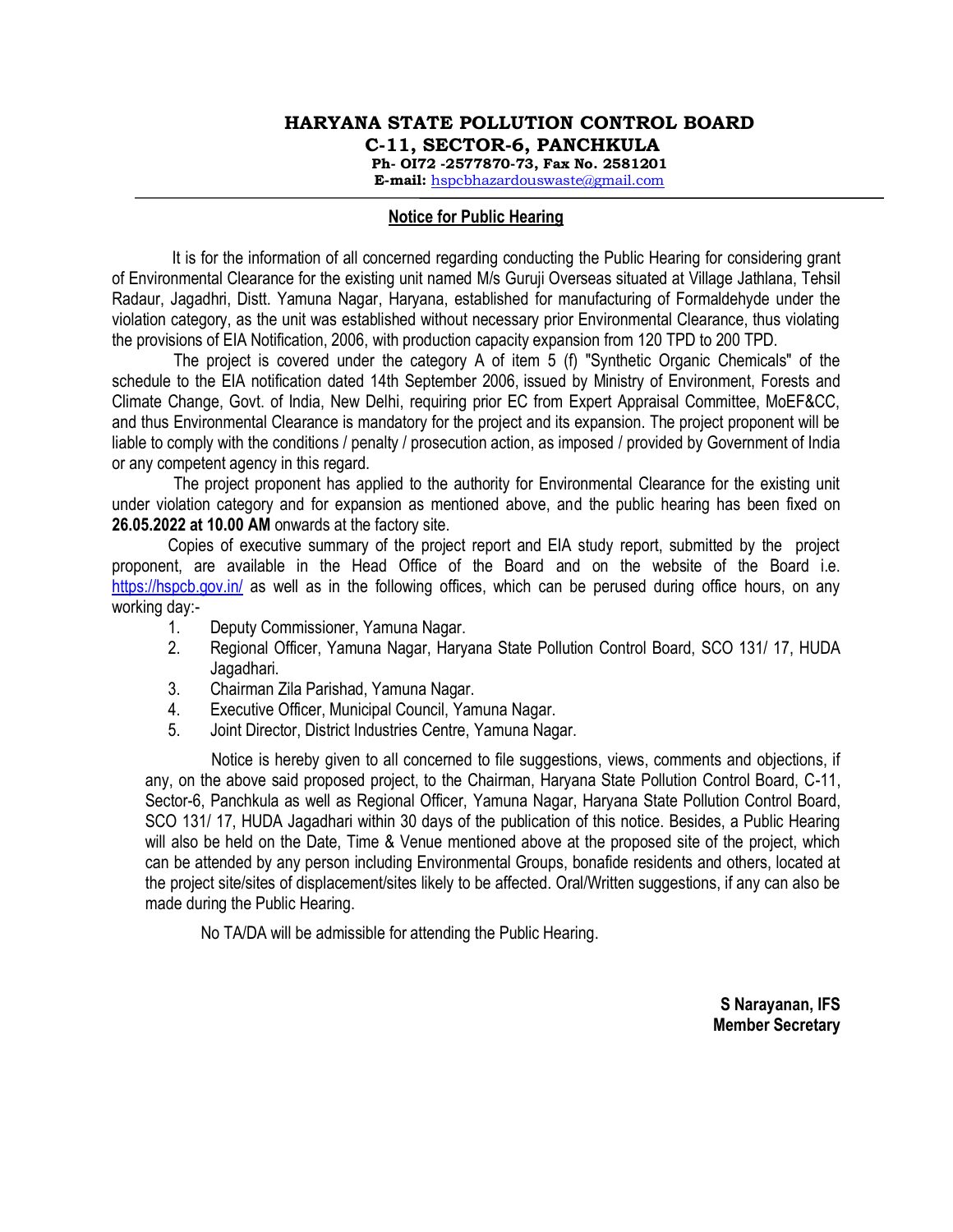# HARYANA STATE POLLUTION CONTROL BOARD
## C-11, SECTOR-6, PANCHKULA

**Ph- OI72 -2577870-73, Fax No. 2581201**
**E-mail:** hspcbhazardouswaste@gmail.com

---

### Notice for Public Hearing

It is for the information of all concerned regarding conducting the Public Hearing for considering grant of Environmental Clearance for the existing unit named M/s Guruji Overseas situated at Village Jathlana, Tehsil Radaur, Jagadhri, Distt. Yamuna Nagar, Haryana, established for manufacturing of Formaldehyde under the violation category, as the unit was established without necessary prior Environmental Clearance, thus violating the provisions of EIA Notification, 2006, with production capacity expansion from 120 TPD to 200 TPD.

The project is covered under the category A of item 5 (f) "Synthetic Organic Chemicals" of the schedule to the EIA notification dated 14th September 2006, issued by Ministry of Environment, Forests and Climate Change, Govt. of India, New Delhi, requiring prior EC from Expert Appraisal Committee, MoEF&CC, and thus Environmental Clearance is mandatory for the project and its expansion. The project proponent will be liable to comply with the conditions / penalty / prosecution action, as imposed / provided by Government of India or any competent agency in this regard.

The project proponent has applied to the authority for Environmental Clearance for the existing unit under violation category and for expansion as mentioned above, and the public hearing has been fixed on **26.05.2022 at 10.00 AM** onwards at the factory site.

Copies of executive summary of the project report and EIA study report, submitted by the project proponent, are available in the Head Office of the Board and on the website of the Board i.e. https://hspcb.gov.in/ as well as in the following offices, which can be perused during office hours, on any working day:-

1. Deputy Commissioner, Yamuna Nagar.
2. Regional Officer, Yamuna Nagar, Haryana State Pollution Control Board, SCO 131/ 17, HUDA Jagadhari.
3. Chairman Zila Parishad, Yamuna Nagar.
4. Executive Officer, Municipal Council, Yamuna Nagar.
5. Joint Director, District Industries Centre, Yamuna Nagar.

Notice is hereby given to all concerned to file suggestions, views, comments and objections, if any, on the above said proposed project, to the Chairman, Haryana State Pollution Control Board, C-11, Sector-6, Panchkula as well as Regional Officer, Yamuna Nagar, Haryana State Pollution Control Board, SCO 131/ 17, HUDA Jagadhari within 30 days of the publication of this notice. Besides, a Public Hearing will also be held on the Date, Time & Venue mentioned above at the proposed site of the project, which can be attended by any person including Environmental Groups, bonafide residents and others, located at the project site/sites of displacement/sites likely to be affected. Oral/Written suggestions, if any can also be made during the Public Hearing.

No TA/DA will be admissible for attending the Public Hearing.

**S Narayanan, IFS**
**Member Secretary**